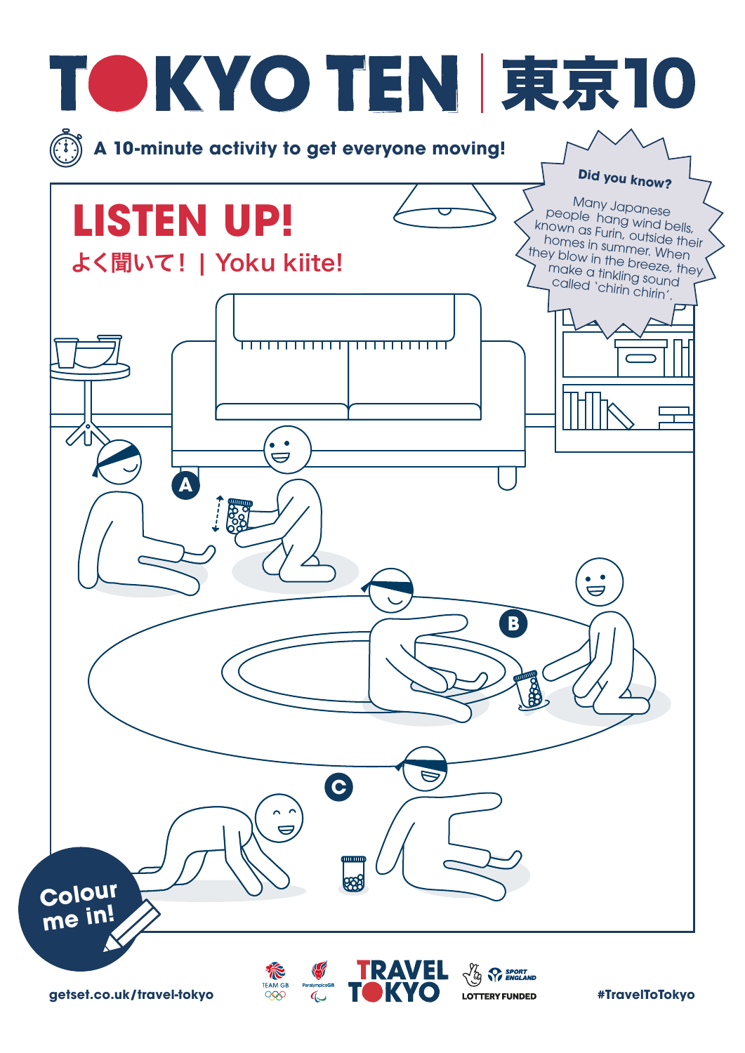# TOKYO TEN | 東京10

A 10-minute activity to get everyone moving!

## LISTEN UP!

よく聞いて！ | Yoku kiite!

**Did you know?**

Many Japanese people hang wind bells, known as Furin, outside their homes in summer. When they blow in the breeze, they make a tinkling sound called 'chirin chirin'.

A

B

C

Colour me in!

getset.co.uk/travel-tokyo

TEAM GB ParalympicsGB TRAVEL TOKYO SPORT ENGLAND LOTTERY FUNDED

#TravelToTokyo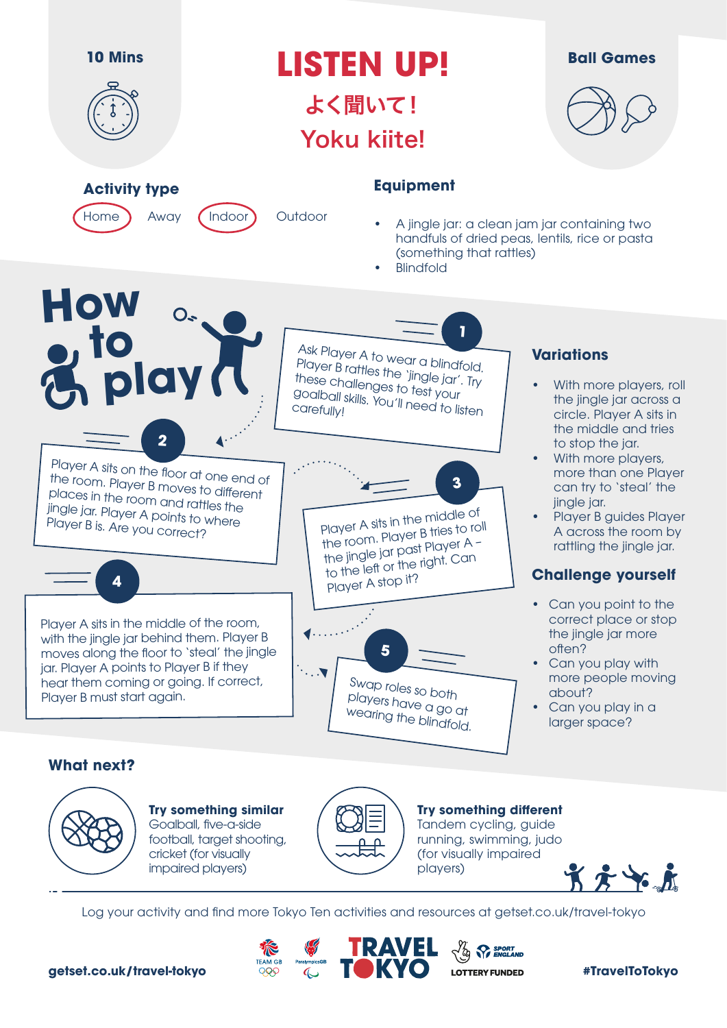10 Mins

# LISTEN UP!

よく聞いて！

Yoku kiite!

Ball Games

## Activity type

Home Away Indoor Outdoor

## Equipment

- A jingle jar: a clean jam jar containing two handfuls of dried peas, lentils, rice or pasta (something that rattles)
- Blindfold

## How to play

1. Ask Player A to wear a blindfold. Player B rattles the 'jingle jar'. Try these challenges to test your goalball skills. You'll need to listen carefully!

2. Player A sits on the floor at one end of the room. Player B moves to different places in the room and rattles the jingle jar. Player A points to where Player B is. Are you correct?

3. Player A sits in the middle of the room. Player B tries to roll the jingle jar past Player A – to the left or the right. Can Player A stop it?

4. Player A sits in the middle of the room, with the jingle jar behind them. Player B moves along the floor to 'steal' the jingle jar. Player A points to Player B if they hear them coming or going. If correct, Player B must start again.

5. Swap roles so both players have a go at wearing the blindfold.

## Variations

- With more players, roll the jingle jar across a circle. Player A sits in the middle and tries to stop the jar.
- With more players, more than one Player can try to 'steal' the jingle jar.
- Player B guides Player A across the room by rattling the jingle jar.

## Challenge yourself

- Can you point to the correct place or stop the jingle jar more often?
- Can you play with more people moving about?
- Can you play in a larger space?

## What next?

**Try something similar**
Goalball, five-a-side football, target shooting, cricket (for visually impaired players)

**Try something different**
Tandem cycling, guide running, swimming, judo (for visually impaired players)

Log your activity and find more Tokyo Ten activities and resources at getset.co.uk/travel-tokyo

getset.co.uk/travel-tokyo

TEAM GB ParalympicsGB TRAVEL TOKYO SPORT ENGLAND LOTTERY FUNDED

#TravelToTokyo